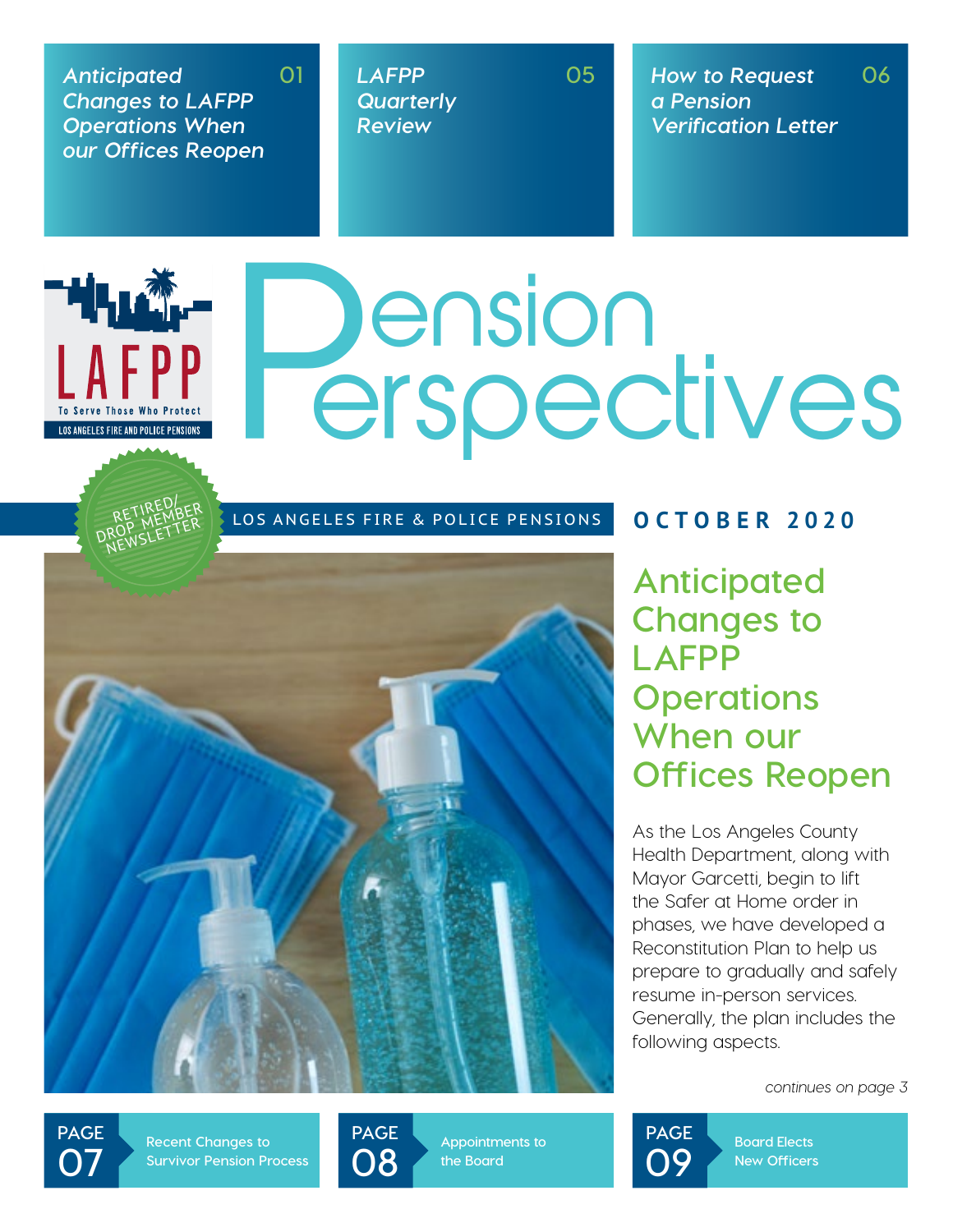*Anticipated Changes to LAFPP Operations When our Offices Reopen* 01

*LAFPP Quarterly Review* 05

*How to Request a Pension Verification Letter* 06

LAFPP
To Serve Those Who Protect
LOS ANGELES FIRE AND POLICE PENSIONS

# Pension Perspectives

RETIRED/DROP MEMBER NEWSLETTER

LOS ANGELES FIRE & POLICE PENSIONS

**OCTOBER 2020**

## Anticipated Changes to LAFPP Operations When our Offices Reopen

As the Los Angeles County Health Department, along with Mayor Garcetti, begin to lift the Safer at Home order in phases, we have developed a Reconstitution Plan to help us prepare to gradually and safely resume in-person services. Generally, the plan includes the following aspects.

*continues on page 3*

PAGE 07 Recent Changes to Survivor Pension Process

PAGE 08 Appointments to the Board

PAGE 09 Board Elects New Officers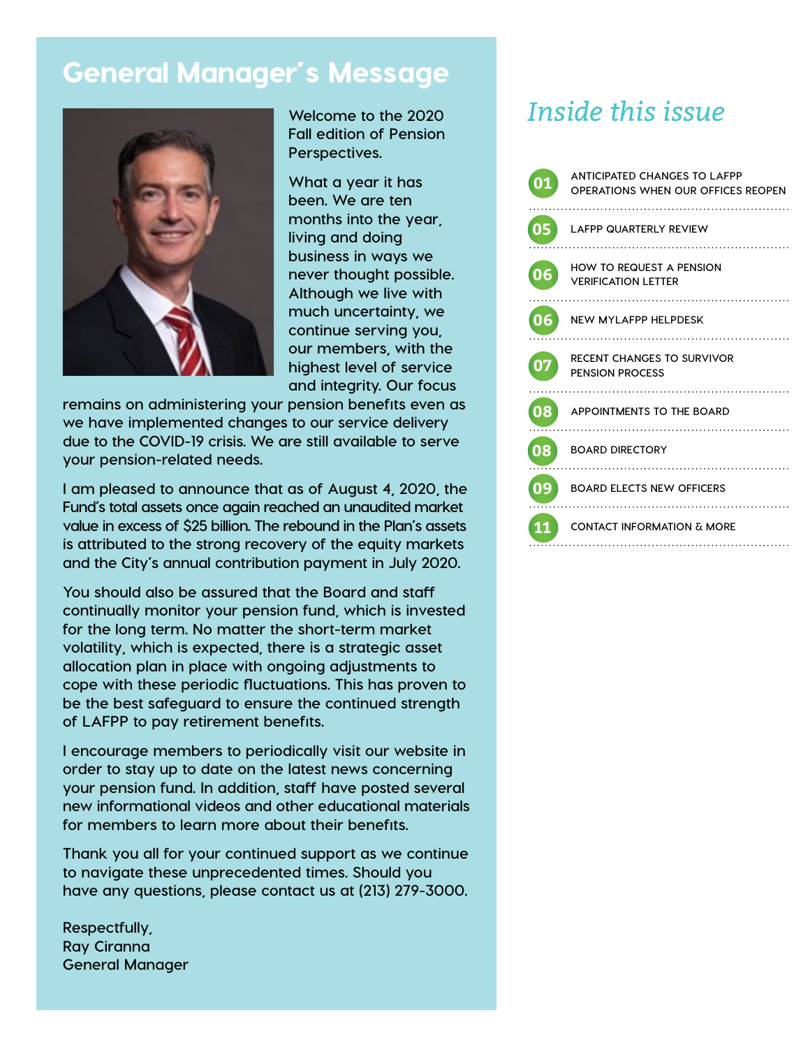# General Manager's Message

Welcome to the 2020 Fall edition of Pension Perspectives.

What a year it has been. We are ten months into the year, living and doing business in ways we never thought possible. Although we live with much uncertainty, we continue serving you, our members, with the highest level of service and integrity. Our focus remains on administering your pension benefits even as we have implemented changes to our service delivery due to the COVID-19 crisis. We are still available to serve your pension-related needs.

I am pleased to announce that as of August 4, 2020, the Fund's total assets once again reached an unaudited market value in excess of $25 billion. The rebound in the Plan's assets is attributed to the strong recovery of the equity markets and the City's annual contribution payment in July 2020.

You should also be assured that the Board and staff continually monitor your pension fund, which is invested for the long term. No matter the short-term market volatility, which is expected, there is a strategic asset allocation plan in place with ongoing adjustments to cope with these periodic fluctuations. This has proven to be the best safeguard to ensure the continued strength of LAFPP to pay retirement benefits.

I encourage members to periodically visit our website in order to stay up to date on the latest news concerning your pension fund. In addition, staff have posted several new informational videos and other educational materials for members to learn more about their benefits.

Thank you all for your continued support as we continue to navigate these unprecedented times. Should you have any questions, please contact us at (213) 279-3000.

Respectfully,
Ray Ciranna
General Manager

## *Inside this issue*

- **01** ANTICIPATED CHANGES TO LAFPP OPERATIONS WHEN OUR OFFICES REOPEN
- **05** LAFPP QUARTERLY REVIEW
- **06** HOW TO REQUEST A PENSION VERIFICATION LETTER
- **06** NEW MYLAFPP HELPDESK
- **07** RECENT CHANGES TO SURVIVOR PENSION PROCESS
- **08** APPOINTMENTS TO THE BOARD
- **08** BOARD DIRECTORY
- **09** BOARD ELECTS NEW OFFICERS
- **11** CONTACT INFORMATION & MORE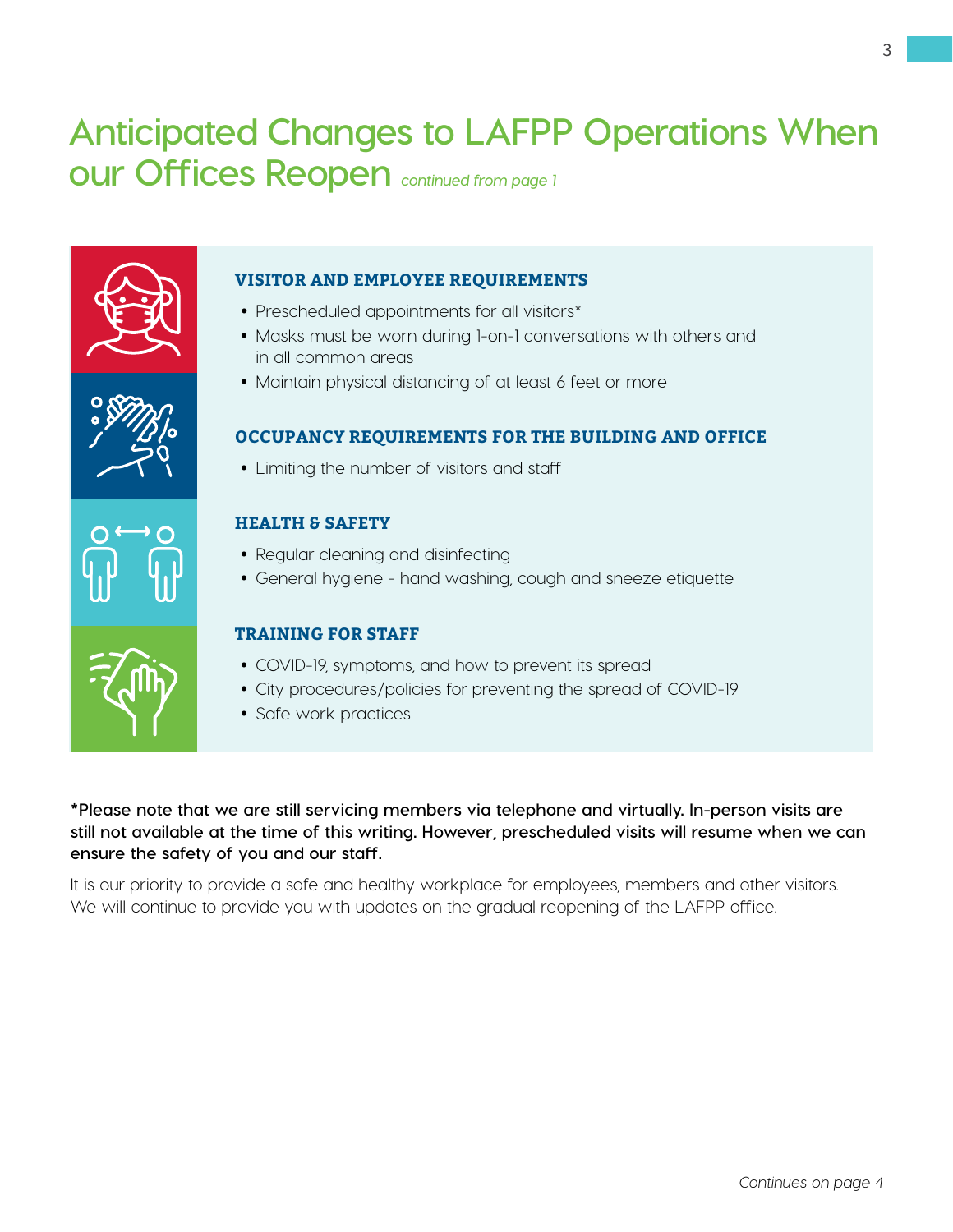# Anticipated Changes to LAFPP Operations When our Offices Reopen *continued from page 1*

### VISITOR AND EMPLOYEE REQUIREMENTS

- Prescheduled appointments for all visitors*
- Masks must be worn during 1-on-1 conversations with others and in all common areas
- Maintain physical distancing of at least 6 feet or more

### OCCUPANCY REQUIREMENTS FOR THE BUILDING AND OFFICE

- Limiting the number of visitors and staff

### HEALTH & SAFETY

- Regular cleaning and disinfecting
- General hygiene - hand washing, cough and sneeze etiquette

### TRAINING FOR STAFF

- COVID-19, symptoms, and how to prevent its spread
- City procedures/policies for preventing the spread of COVID-19
- Safe work practices

**\*Please note that we are still servicing members via telephone and virtually. In-person visits are still not available at the time of this writing. However, prescheduled visits will resume when we can ensure the safety of you and our staff.**

It is our priority to provide a safe and healthy workplace for employees, members and other visitors. We will continue to provide you with updates on the gradual reopening of the LAFPP office.

*Continues on page 4*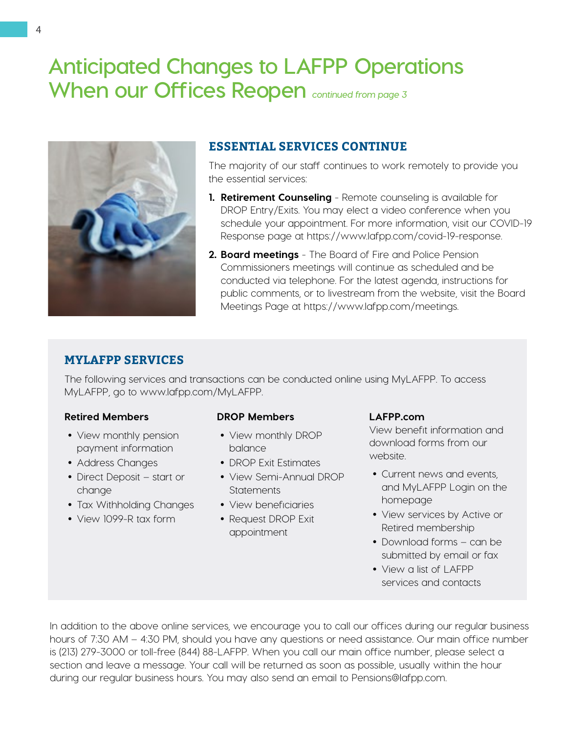# Anticipated Changes to LAFPP Operations When our Offices Reopen *continued from page 3*

## ESSENTIAL SERVICES CONTINUE

The majority of our staff continues to work remotely to provide you the essential services:

1. **Retirement Counseling** - Remote counseling is available for DROP Entry/Exits. You may elect a video conference when you schedule your appointment. For more information, visit our COVID-19 Response page at https://www.lafpp.com/covid-19-response.
2. **Board meetings** - The Board of Fire and Police Pension Commissioners meetings will continue as scheduled and be conducted via telephone. For the latest agenda, instructions for public comments, or to livestream from the website, visit the Board Meetings Page at https://www.lafpp.com/meetings.

## MYLAFPP SERVICES

The following services and transactions can be conducted online using MyLAFPP. To access MyLAFPP, go to www.lafpp.com/MyLAFPP.

**Retired Members**

- View monthly pension payment information
- Address Changes
- Direct Deposit – start or change
- Tax Withholding Changes
- View 1099-R tax form

**DROP Members**

- View monthly DROP balance
- DROP Exit Estimates
- View Semi-Annual DROP Statements
- View beneficiaries
- Request DROP Exit appointment

**LAFPP.com**

View benefit information and download forms from our website.

- Current news and events, and MyLAFPP Login on the homepage
- View services by Active or Retired membership
- Download forms – can be submitted by email or fax
- View a list of LAFPP services and contacts

In addition to the above online services, we encourage you to call our offices during our regular business hours of 7:30 AM – 4:30 PM, should you have any questions or need assistance. Our main office number is (213) 279-3000 or toll-free (844) 88-LAFPP. When you call our main office number, please select a section and leave a message. Your call will be returned as soon as possible, usually within the hour during our regular business hours. You may also send an email to Pensions@lafpp.com.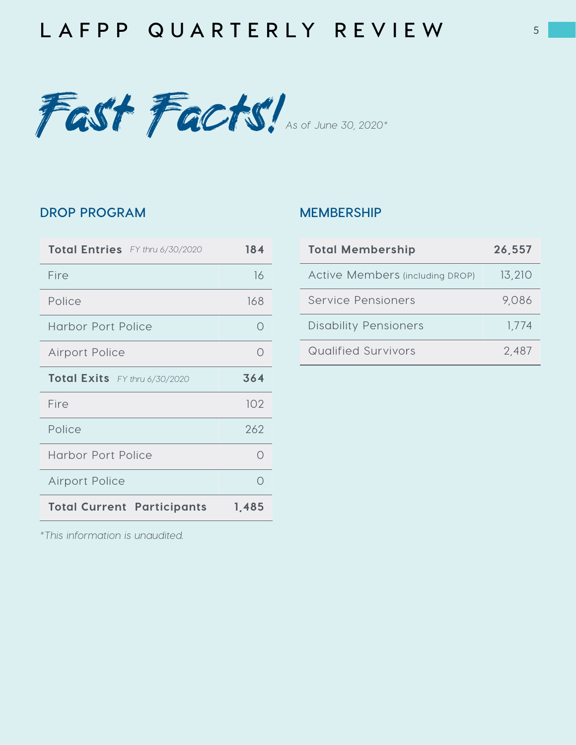# Fast Facts! *As of June 30, 2020**

## DROP PROGRAM

| **Total Entries** *FY thru 6/30/2020* | **184** |
| --- | --- |
| Fire | 16 |
| Police | 168 |
| Harbor Port Police | 0 |
| Airport Police | 0 |
| **Total Exits** *FY thru 6/30/2020* | **364** |
| Fire | 102 |
| Police | 262 |
| Harbor Port Police | 0 |
| Airport Police | 0 |
| **Total Current Participants** | **1,485** |

*\*This information is unaudited.*

## MEMBERSHIP

| **Total Membership** | **26,557** |
| --- | --- |
| Active Members (including DROP) | 13,210 |
| Service Pensioners | 9,086 |
| Disability Pensioners | 1,774 |
| Qualified Survivors | 2,487 |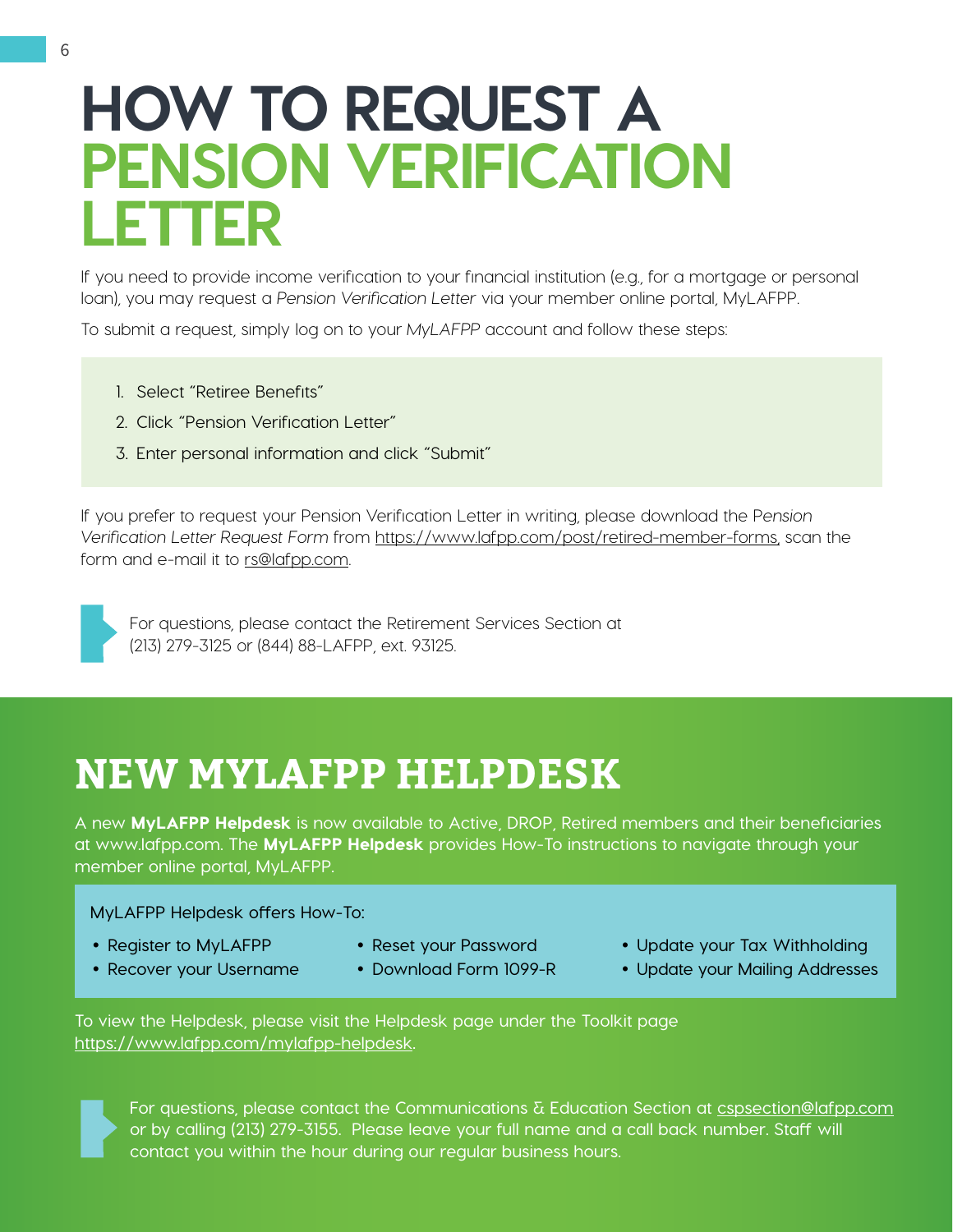# HOW TO REQUEST A PENSION VERIFICATION LETTER

If you need to provide income verification to your financial institution (e.g., for a mortgage or personal loan), you may request a *Pension Verification Letter* via your member online portal, MyLAFPP.

To submit a request, simply log on to your *MyLAFPP* account and follow these steps:

1. Select "Retiree Benefits"
2. Click "Pension Verification Letter"
3. Enter personal information and click "Submit"

If you prefer to request your Pension Verification Letter in writing, please download the *Pension Verification Letter Request Form* from https://www.lafpp.com/post/retired-member-forms, scan the form and e-mail it to rs@lafpp.com.

For questions, please contact the Retirement Services Section at (213) 279-3125 or (844) 88-LAFPP, ext. 93125.

## NEW MYLAFPP HELPDESK

A new **MyLAFPP Helpdesk** is now available to Active, DROP, Retired members and their beneficiaries at www.lafpp.com. The **MyLAFPP Helpdesk** provides How-To instructions to navigate through your member online portal, MyLAFPP.

MyLAFPP Helpdesk offers How-To:

- Register to MyLAFPP
- Recover your Username
- Reset your Password
- Download Form 1099-R
- Update your Tax Withholding
- Update your Mailing Addresses

To view the Helpdesk, please visit the Helpdesk page under the Toolkit page https://www.lafpp.com/mylafpp-helpdesk.

For questions, please contact the Communications & Education Section at cspsection@lafpp.com or by calling (213) 279-3155. Please leave your full name and a call back number. Staff will contact you within the hour during our regular business hours.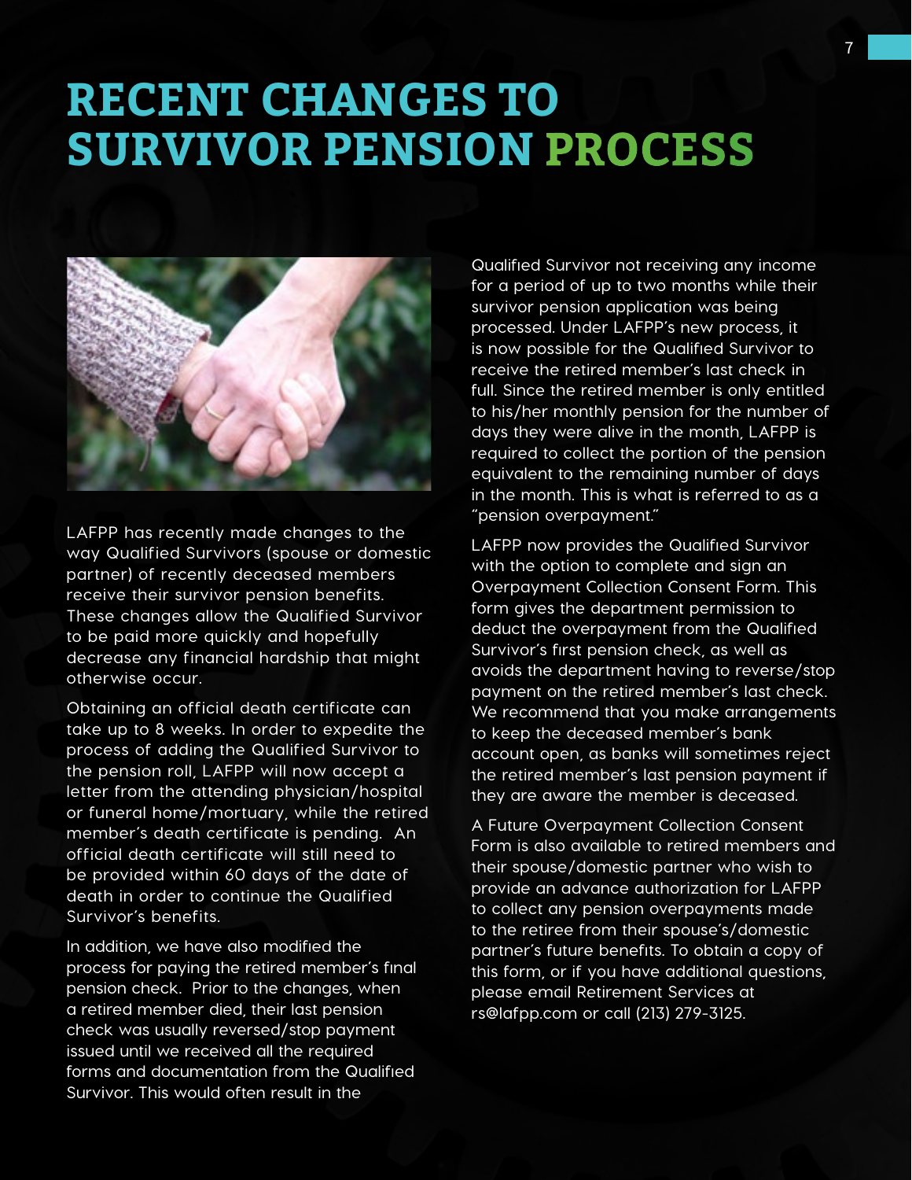# RECENT CHANGES TO SURVIVOR PENSION PROCESS

LAFPP has recently made changes to the way Qualified Survivors (spouse or domestic partner) of recently deceased members receive their survivor pension benefits. These changes allow the Qualified Survivor to be paid more quickly and hopefully decrease any financial hardship that might otherwise occur.

Obtaining an official death certificate can take up to 8 weeks. In order to expedite the process of adding the Qualified Survivor to the pension roll, LAFPP will now accept a letter from the attending physician/hospital or funeral home/mortuary, while the retired member's death certificate is pending. An official death certificate will still need to be provided within 60 days of the date of death in order to continue the Qualified Survivor's benefits.

In addition, we have also modified the process for paying the retired member's final pension check. Prior to the changes, when a retired member died, their last pension check was usually reversed/stop payment issued until we received all the required forms and documentation from the Qualified Survivor. This would often result in the Qualified Survivor not receiving any income for a period of up to two months while their survivor pension application was being processed. Under LAFPP's new process, it is now possible for the Qualified Survivor to receive the retired member's last check in full. Since the retired member is only entitled to his/her monthly pension for the number of days they were alive in the month, LAFPP is required to collect the portion of the pension equivalent to the remaining number of days in the month. This is what is referred to as a "pension overpayment."

LAFPP now provides the Qualified Survivor with the option to complete and sign an Overpayment Collection Consent Form. This form gives the department permission to deduct the overpayment from the Qualified Survivor's first pension check, as well as avoids the department having to reverse/stop payment on the retired member's last check. We recommend that you make arrangements to keep the deceased member's bank account open, as banks will sometimes reject the retired member's last pension payment if they are aware the member is deceased.

A Future Overpayment Collection Consent Form is also available to retired members and their spouse/domestic partner who wish to provide an advance authorization for LAFPP to collect any pension overpayments made to the retiree from their spouse's/domestic partner's future benefits. To obtain a copy of this form, or if you have additional questions, please email Retirement Services at rs@lafpp.com or call (213) 279-3125.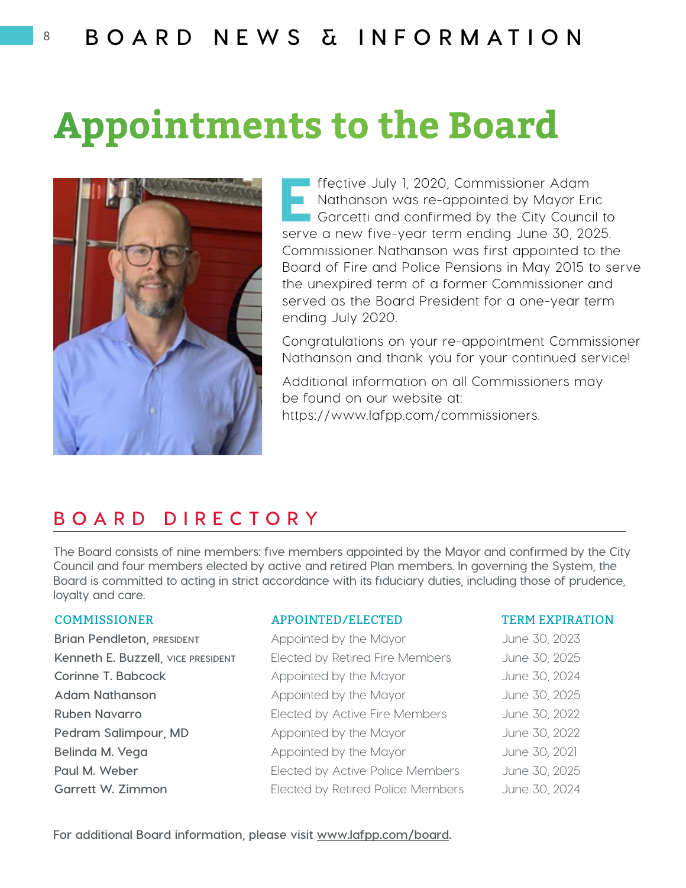# Appointments to the Board

Effective July 1, 2020, Commissioner Adam Nathanson was re-appointed by Mayor Eric Garcetti and confirmed by the City Council to serve a new five-year term ending June 30, 2025. Commissioner Nathanson was first appointed to the Board of Fire and Police Pensions in May 2015 to serve the unexpired term of a former Commissioner and served as the Board President for a one-year term ending July 2020.

Congratulations on your re-appointment Commissioner Nathanson and thank you for your continued service!

Additional information on all Commissioners may be found on our website at: https://www.lafpp.com/commissioners.

## BOARD DIRECTORY

The Board consists of nine members: five members appointed by the Mayor and confirmed by the City Council and four members elected by active and retired Plan members. In governing the System, the Board is committed to acting in strict accordance with its fiduciary duties, including those of prudence, loyalty and care.

| COMMISSIONER | APPOINTED/ELECTED | TERM EXPIRATION |
| --- | --- | --- |
| **Brian Pendleton**, PRESIDENT | Appointed by the Mayor | June 30, 2023 |
| **Kenneth E. Buzzell**, VICE PRESIDENT | Elected by Retired Fire Members | June 30, 2025 |
| **Corinne T. Babcock** | Appointed by the Mayor | June 30, 2024 |
| **Adam Nathanson** | Appointed by the Mayor | June 30, 2025 |
| **Ruben Navarro** | Elected by Active Fire Members | June 30, 2022 |
| **Pedram Salimpour, MD** | Appointed by the Mayor | June 30, 2022 |
| **Belinda M. Vega** | Appointed by the Mayor | June 30, 2021 |
| **Paul M. Weber** | Elected by Active Police Members | June 30, 2025 |
| **Garrett W. Zimmon** | Elected by Retired Police Members | June 30, 2024 |

**For additional Board information, please visit www.lafpp.com/board.**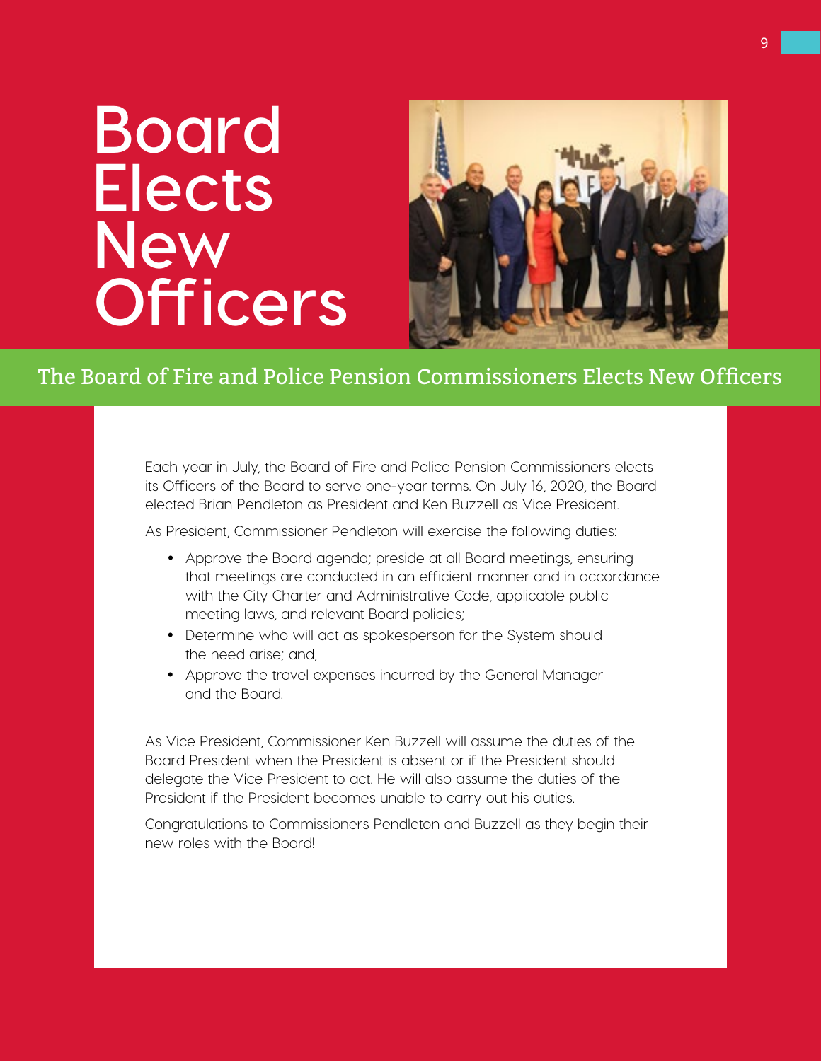# Board Elects New Officers

## The Board of Fire and Police Pension Commissioners Elects New Officers

Each year in July, the Board of Fire and Police Pension Commissioners elects its Officers of the Board to serve one-year terms. On July 16, 2020, the Board elected Brian Pendleton as President and Ken Buzzell as Vice President.

As President, Commissioner Pendleton will exercise the following duties:

- Approve the Board agenda; preside at all Board meetings, ensuring that meetings are conducted in an efficient manner and in accordance with the City Charter and Administrative Code, applicable public meeting laws, and relevant Board policies;
- Determine who will act as spokesperson for the System should the need arise; and,
- Approve the travel expenses incurred by the General Manager and the Board.

As Vice President, Commissioner Ken Buzzell will assume the duties of the Board President when the President is absent or if the President should delegate the Vice President to act. He will also assume the duties of the President if the President becomes unable to carry out his duties.

Congratulations to Commissioners Pendleton and Buzzell as they begin their new roles with the Board!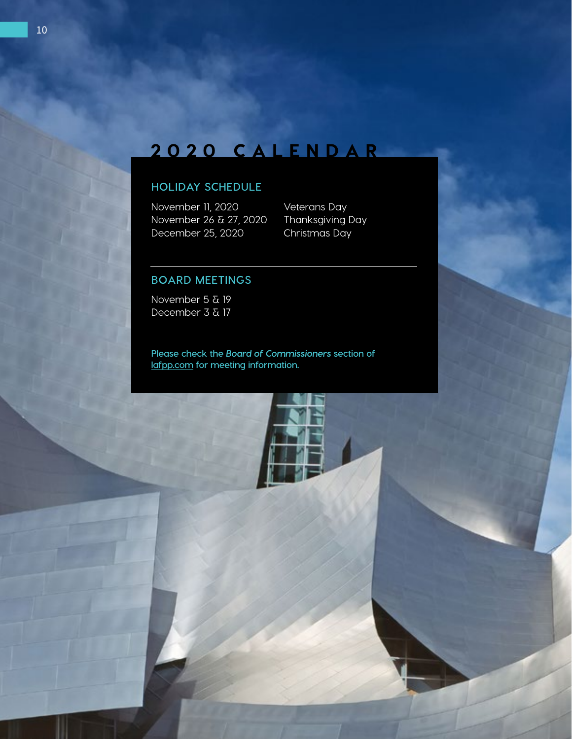# 2020 CALENDAR

## HOLIDAY SCHEDULE

| | |
|---|---|
| November 11, 2020 | Veterans Day |
| November 26 & 27, 2020 | Thanksgiving Day |
| December 25, 2020 | Christmas Day |

## BOARD MEETINGS

November 5 & 19
December 3 & 17

Please check the *Board of Commissioners* section of lafpp.com for meeting information.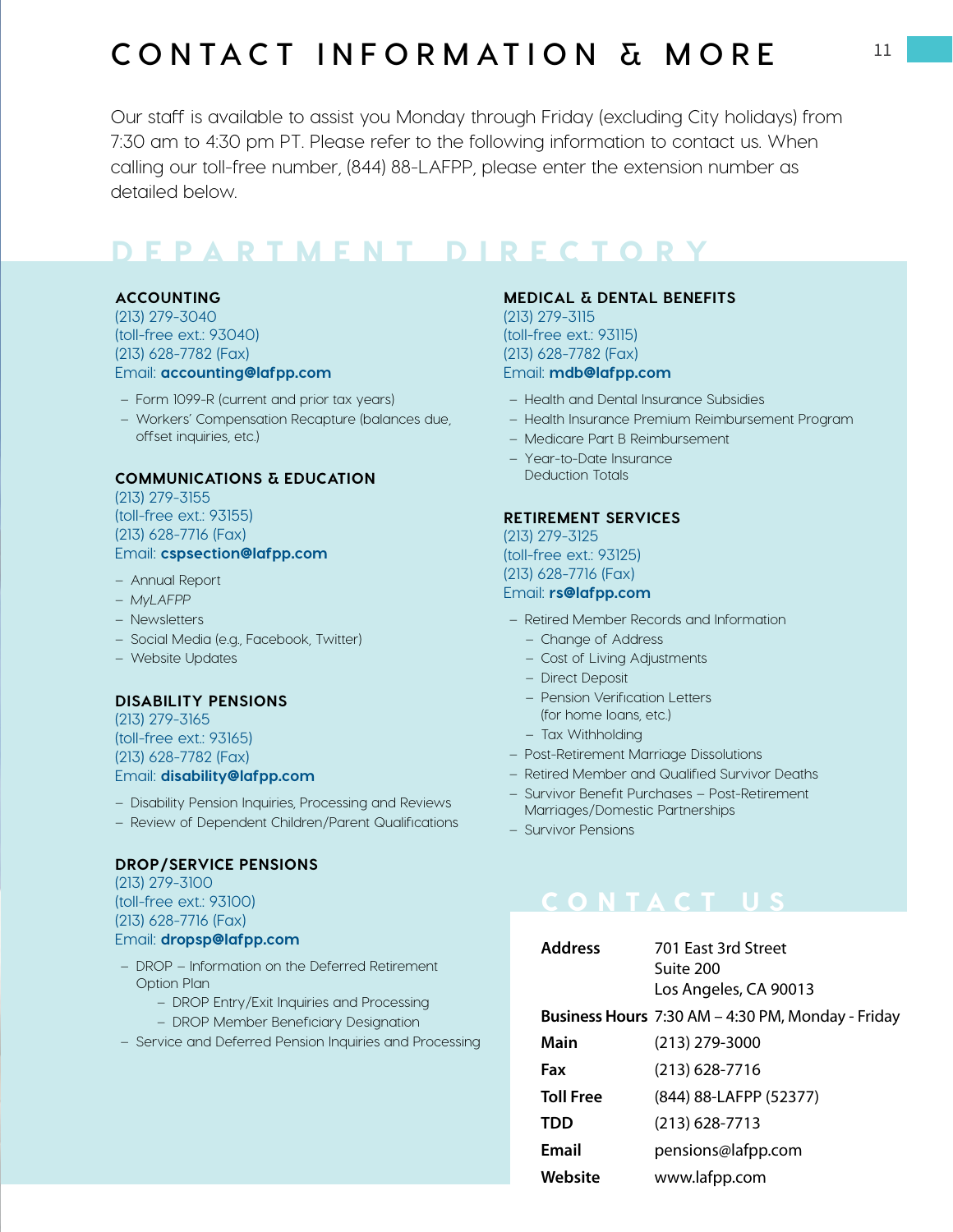# CONTACT INFORMATION & MORE

Our staff is available to assist you Monday through Friday (excluding City holidays) from 7:30 am to 4:30 pm PT. Please refer to the following information to contact us. When calling our toll-free number, (844) 88-LAFPP, please enter the extension number as detailed below.

## DEPARTMENT DIRECTORY

### ACCOUNTING

(213) 279-3040
(toll-free ext.: 93040)
(213) 628-7782 (Fax)
Email: **accounting@lafpp.com**

- Form 1099-R (current and prior tax years)
- Workers' Compensation Recapture (balances due, offset inquiries, etc.)

### COMMUNICATIONS & EDUCATION

(213) 279-3155
(toll-free ext.: 93155)
(213) 628-7716 (Fax)
Email: **cspsection@lafpp.com**

- Annual Report
- *MyLAFPP*
- Newsletters
- Social Media (e.g., Facebook, Twitter)
- Website Updates

### DISABILITY PENSIONS

(213) 279-3165
(toll-free ext.: 93165)
(213) 628-7782 (Fax)
Email: **disability@lafpp.com**

- Disability Pension Inquiries, Processing and Reviews
- Review of Dependent Children/Parent Qualifications

### DROP/SERVICE PENSIONS

(213) 279-3100
(toll-free ext.: 93100)
(213) 628-7716 (Fax)
Email: **dropsp@lafpp.com**

- DROP – Information on the Deferred Retirement Option Plan
  - DROP Entry/Exit Inquiries and Processing
  - DROP Member Beneficiary Designation
- Service and Deferred Pension Inquiries and Processing

### MEDICAL & DENTAL BENEFITS

(213) 279-3115
(toll-free ext.: 93115)
(213) 628-7782 (Fax)
Email: **mdb@lafpp.com**

- Health and Dental Insurance Subsidies
- Health Insurance Premium Reimbursement Program
- Medicare Part B Reimbursement
- Year-to-Date Insurance Deduction Totals

### RETIREMENT SERVICES

(213) 279-3125
(toll-free ext.: 93125)
(213) 628-7716 (Fax)
Email: **rs@lafpp.com**

- Retired Member Records and Information
  - Change of Address
  - Cost of Living Adjustments
  - Direct Deposit
  - Pension Verification Letters (for home loans, etc.)
  - Tax Withholding
- Post-Retirement Marriage Dissolutions
- Retired Member and Qualified Survivor Deaths
- Survivor Benefit Purchases – Post-Retirement Marriages/Domestic Partnerships
- Survivor Pensions

## CONTACT US

| | |
|---|---|
| **Address** | 701 East 3rd Street<br>Suite 200<br>Los Angeles, CA 90013 |
| **Business Hours** | 7:30 AM – 4:30 PM, Monday - Friday |
| **Main** | (213) 279-3000 |
| **Fax** | (213) 628-7716 |
| **Toll Free** | (844) 88-LAFPP (52377) |
| **TDD** | (213) 628-7713 |
| **Email** | pensions@lafpp.com |
| **Website** | www.lafpp.com |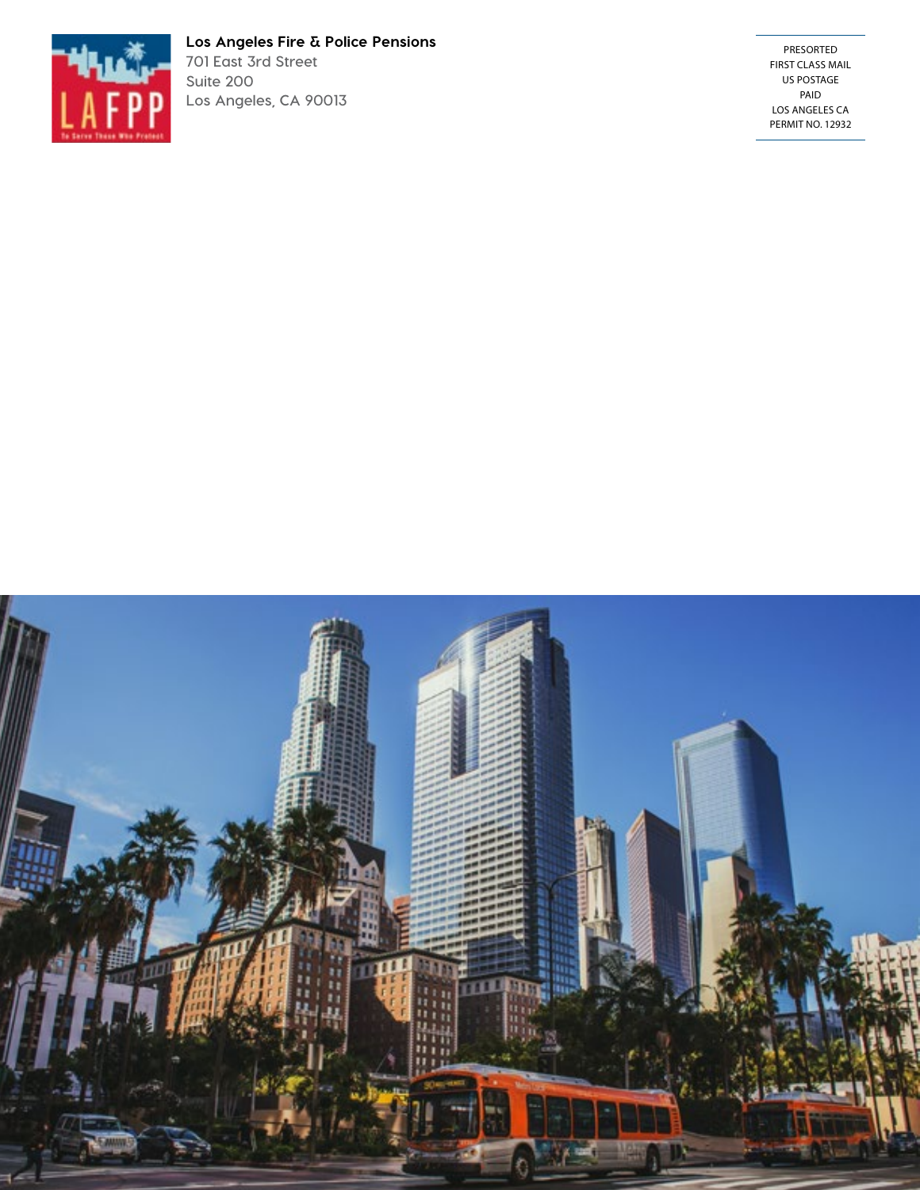**Los Angeles Fire & Police Pensions**
701 East 3rd Street
Suite 200
Los Angeles, CA 90013

PRESORTED
FIRST CLASS MAIL
US POSTAGE
PAID
LOS ANGELES CA
PERMIT NO. 12932